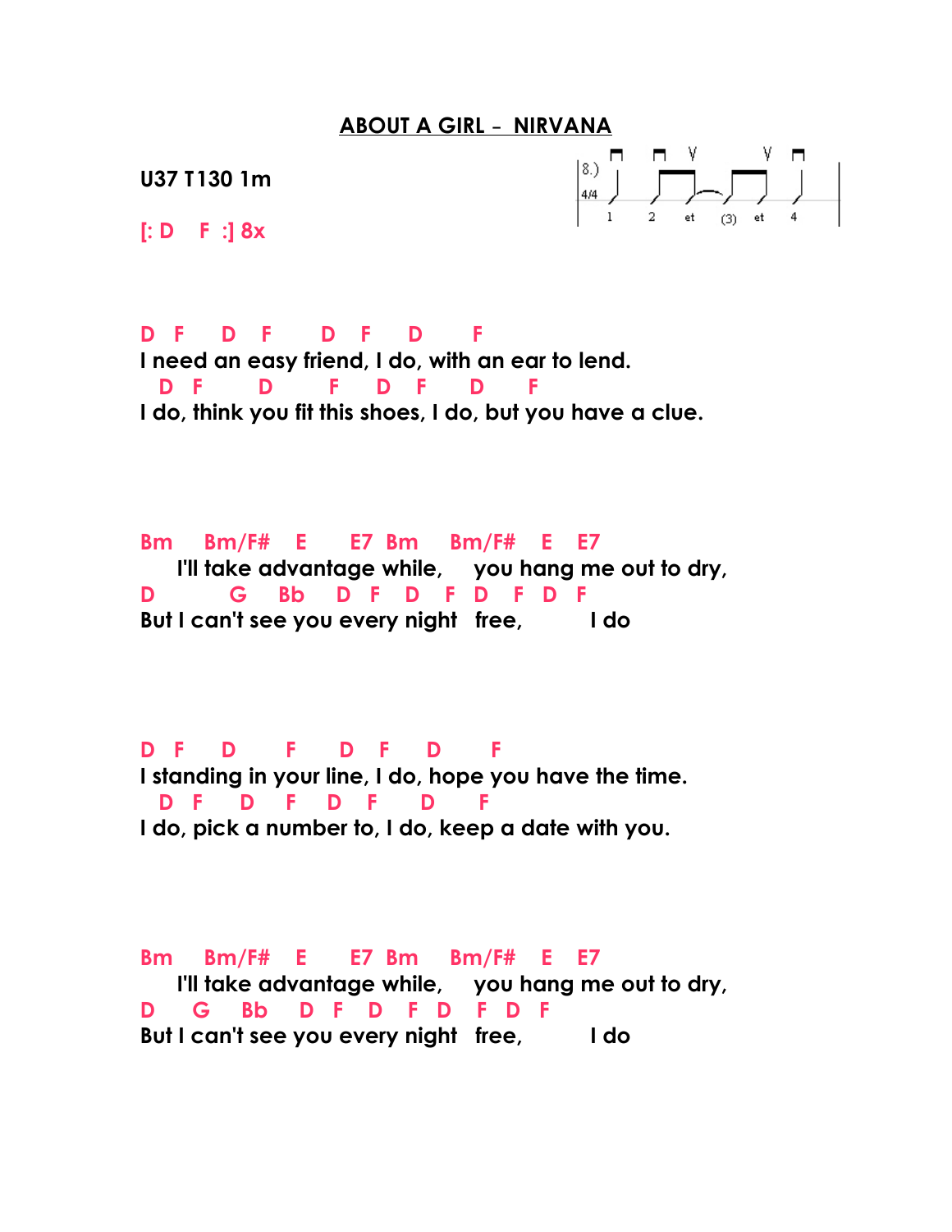# ABOUT A GIRL – NIRVANA

**U37 T130 1m**

**[: D F :] 8x**

```
8.)
4/4   1   2  et  (3)  et  4
```

```
D  F    D  F     D  F    D     F
I need an easy friend, I do, with an ear to lend.
  D  F       D       F    D  F     D     F
I do, think you fit this shoes, I do, but you have a clue.
```

```
Bm    Bm/F#   E     E7  Bm    Bm/F#    E   E7
     I'll take advantage while,     you hang me out to dry,
D          G     Bb    D  F   D   F  D   F  D  F
But I can't see you every night   free,          I do
```

```
D  F    D       F     D   F     D      F
I standing in your line, I do, hope you have the time.
  D  F     D    F    D   F     D      F
I do, pick a number to, I do, keep a date with you.
```

```
Bm    Bm/F#   E     E7  Bm    Bm/F#    E   E7
     I'll take advantage while,     you hang me out to dry,
D    G    Bb    D  F   D   F  D   F  D  F
But I can't see you every night   free,          I do
```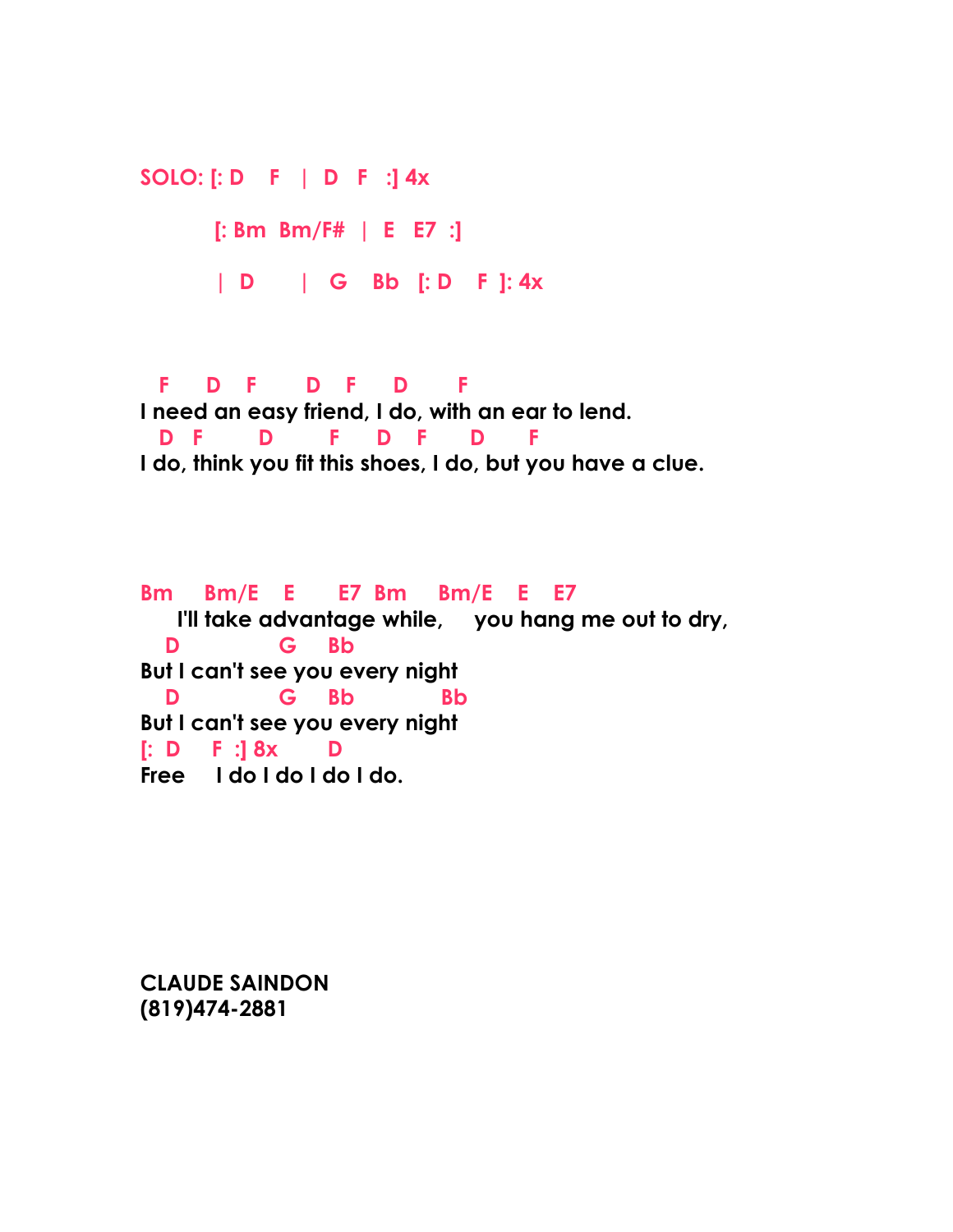```
SOLO: [: D    F   |  D   F   :] 4x

          [: Bm  Bm/F#  |  E   E7  :]

          |  D       |   G    Bb   [: D    F  ]: 4x



   F     D    F       D    F     D       F
I need an easy friend, I do, with an ear to lend.
   D   F        D        F     D   F      D      F
I do, think you fit this shoes, I do, but you have a clue.



Bm     Bm/E    E      E7  Bm     Bm/E    E    E7
     I'll take advantage while,     you hang me out to dry,
   D              G     Bb
But I can't see you every night
   D              G     Bb            Bb
But I can't see you every night
[:  D     F  :] 8x       D
Free     I do I do I do I do.
```

**CLAUDE SAINDON**
**(819)474-2881**